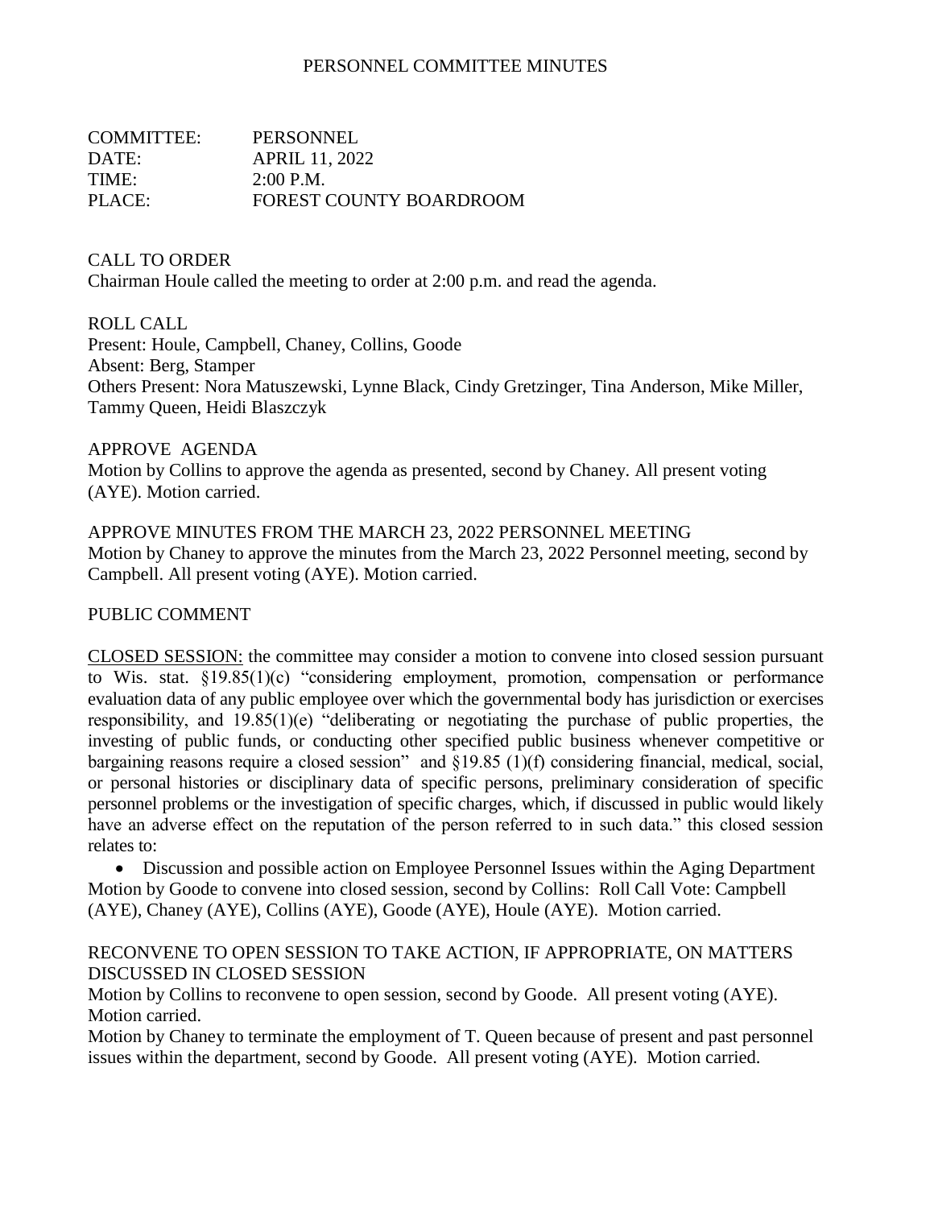# PERSONNEL COMMITTEE MINUTES

COMMITTEE: PERSONNEL
DATE: APRIL 11, 2022
TIME: 2:00 P.M.
PLACE: FOREST COUNTY BOARDROOM

CALL TO ORDER
Chairman Houle called the meeting to order at 2:00 p.m. and read the agenda.

ROLL CALL
Present: Houle, Campbell, Chaney, Collins, Goode
Absent: Berg, Stamper
Others Present: Nora Matuszewski, Lynne Black, Cindy Gretzinger, Tina Anderson, Mike Miller, Tammy Queen, Heidi Blaszczyk

APPROVE AGENDA
Motion by Collins to approve the agenda as presented, second by Chaney. All present voting (AYE). Motion carried.

APPROVE MINUTES FROM THE MARCH 23, 2022 PERSONNEL MEETING
Motion by Chaney to approve the minutes from the March 23, 2022 Personnel meeting, second by Campbell. All present voting (AYE). Motion carried.

PUBLIC COMMENT

CLOSED SESSION: the committee may consider a motion to convene into closed session pursuant to Wis. stat. §19.85(1)(c) "considering employment, promotion, compensation or performance evaluation data of any public employee over which the governmental body has jurisdiction or exercises responsibility, and 19.85(1)(e) "deliberating or negotiating the purchase of public properties, the investing of public funds, or conducting other specified public business whenever competitive or bargaining reasons require a closed session" and §19.85 (1)(f) considering financial, medical, social, or personal histories or disciplinary data of specific persons, preliminary consideration of specific personnel problems or the investigation of specific charges, which, if discussed in public would likely have an adverse effect on the reputation of the person referred to in such data." this closed session relates to:

- Discussion and possible action on Employee Personnel Issues within the Aging Department

Motion by Goode to convene into closed session, second by Collins: Roll Call Vote: Campbell (AYE), Chaney (AYE), Collins (AYE), Goode (AYE), Houle (AYE). Motion carried.

RECONVENE TO OPEN SESSION TO TAKE ACTION, IF APPROPRIATE, ON MATTERS DISCUSSED IN CLOSED SESSION
Motion by Collins to reconvene to open session, second by Goode. All present voting (AYE). Motion carried.
Motion by Chaney to terminate the employment of T. Queen because of present and past personnel issues within the department, second by Goode. All present voting (AYE). Motion carried.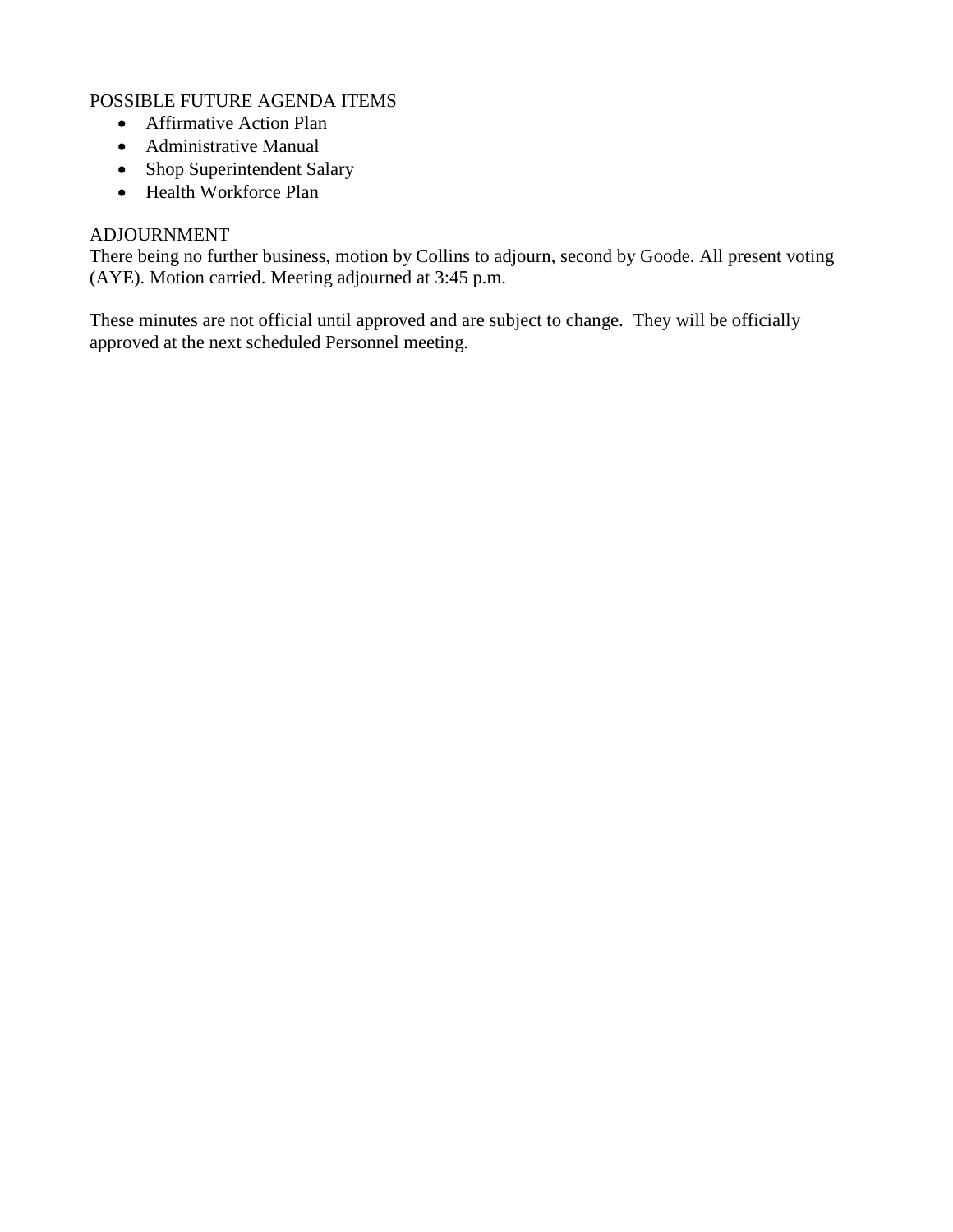POSSIBLE FUTURE AGENDA ITEMS

- Affirmative Action Plan
- Administrative Manual
- Shop Superintendent Salary
- Health Workforce Plan

ADJOURNMENT

There being no further business, motion by Collins to adjourn, second by Goode. All present voting (AYE). Motion carried. Meeting adjourned at 3:45 p.m.

These minutes are not official until approved and are subject to change. They will be officially approved at the next scheduled Personnel meeting.